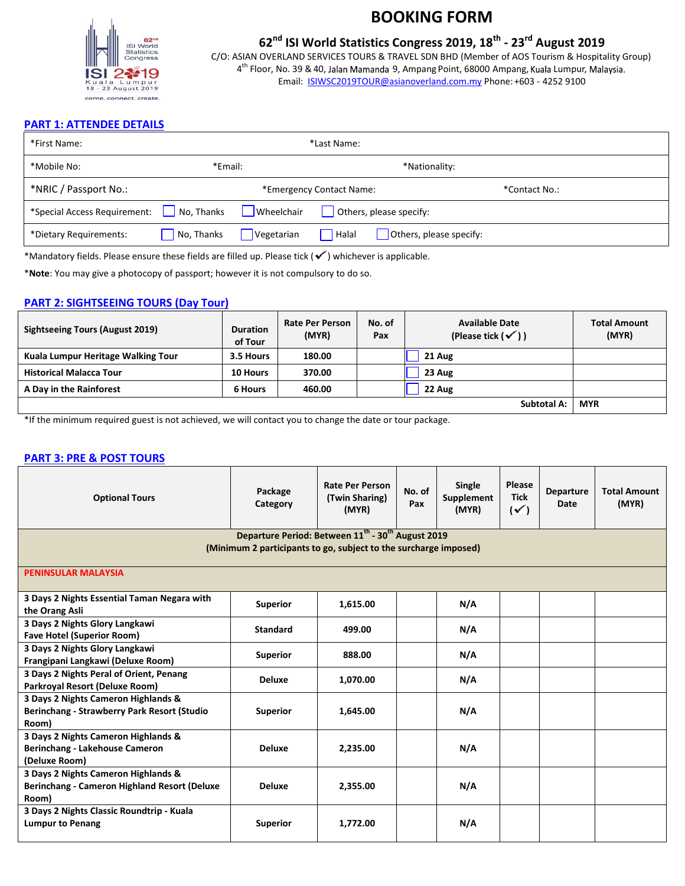# BOOKING FORM

## 62nd ISI World Statistics Congress 2019, 18th - 23rd August 2019

C/O: ASIAN OVERLAND SERVICES TOURS & TRAVEL SDN BHD (Member of AOS Tourism & Hospitality Group)
4th Floor, No. 39 & 40, Jalan Mamanda 9, Ampang Point, 68000 Ampang, Kuala Lumpur, Malaysia.
Email: ISIWSC2019TOUR@asianoverland.com.my Phone: +603 - 4252 9100

## PART 1: ATTENDEE DETAILS

| | | |
|---|---|---|
| *First Name: | *Last Name: | |
| *Mobile No: | *Email: | *Nationality: |
| *NRIC / Passport No.: | *Emergency Contact Name: | *Contact No.: |
| *Special Access Requirement: ☐ No, Thanks ☐ Wheelchair ☐ Others, please specify: | | |
| *Dietary Requirements: ☐ No, Thanks ☐ Vegetarian ☐ Halal ☐ Others, please specify: | | |

*Mandatory fields. Please ensure these fields are filled up. Please tick (✓) whichever is applicable.

***Note**: You may give a photocopy of passport; however it is not compulsory to do so.

## PART 2: SIGHTSEEING TOURS (Day Tour)

| Sightseeing Tours (August 2019) | Duration of Tour | Rate Per Person (MYR) | No. of Pax | Available Date (Please tick (✓)) | Total Amount (MYR) |
|---|---|---|---|---|---|
| Kuala Lumpur Heritage Walking Tour | 3.5 Hours | 180.00 | | ☐ 21 Aug | |
| Historical Malacca Tour | 10 Hours | 370.00 | | ☐ 23 Aug | |
| A Day in the Rainforest | 6 Hours | 460.00 | | ☐ 22 Aug | |
| | | | | **Subtotal A:** | **MYR** |

*If the minimum required guest is not achieved, we will contact you to change the date or tour package.

## PART 3: PRE & POST TOURS

| Optional Tours | Package Category | Rate Per Person (Twin Sharing) (MYR) | No. of Pax | Single Supplement (MYR) | Please Tick (✓) | Departure Date | Total Amount (MYR) |
|---|---|---|---|---|---|---|---|
| **Departure Period: Between 11th - 30th August 2019 (Minimum 2 participants to go, subject to the surcharge imposed)** | | | | | | | |
| **PENINSULAR MALAYSIA** | | | | | | | |
| 3 Days 2 Nights Essential Taman Negara with the Orang Asli | Superior | 1,615.00 | | N/A | | | |
| 3 Days 2 Nights Glory Langkawi Fave Hotel (Superior Room) | Standard | 499.00 | | N/A | | | |
| 3 Days 2 Nights Glory Langkawi Frangipani Langkawi (Deluxe Room) | Superior | 888.00 | | N/A | | | |
| 3 Days 2 Nights Peral of Orient, Penang Parkroyal Resort (Deluxe Room) | Deluxe | 1,070.00 | | N/A | | | |
| 3 Days 2 Nights Cameron Highlands & Berinchang - Strawberry Park Resort (Studio Room) | Superior | 1,645.00 | | N/A | | | |
| 3 Days 2 Nights Cameron Highlands & Berinchang - Lakehouse Cameron (Deluxe Room) | Deluxe | 2,235.00 | | N/A | | | |
| 3 Days 2 Nights Cameron Highlands & Berinchang - Cameron Highland Resort (Deluxe Room) | Deluxe | 2,355.00 | | N/A | | | |
| 3 Days 2 Nights Classic Roundtrip - Kuala Lumpur to Penang | Superior | 1,772.00 | | N/A | | | |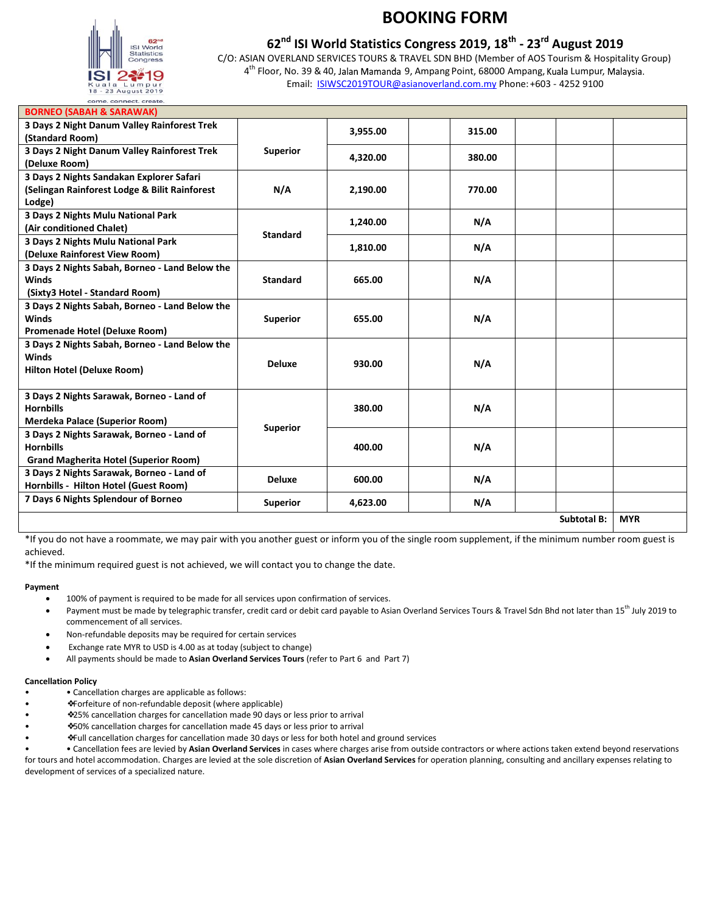# BOOKING FORM

## 62nd ISI World Statistics Congress 2019, 18th - 23rd August 2019

C/O: ASIAN OVERLAND SERVICES TOURS & TRAVEL SDN BHD (Member of AOS Tourism & Hospitality Group)
4th Floor, No. 39 & 40, Jalan Mamanda 9, Ampang Point, 68000 Ampang, Kuala Lumpur, Malaysia.
Email: ISIWSC2019TOUR@asianoverland.com.my Phone: +603 - 4252 9100

| BORNEO (SABAH & SARAWAK) | | | | | | | |
|---|---|---|---|---|---|---|---|
| **3 Days 2 Night Danum Valley Rainforest Trek (Standard Room)** | **Superior** | **3,955.00** | | **315.00** | | | |
| **3 Days 2 Night Danum Valley Rainforest Trek (Deluxe Room)** | | **4,320.00** | | **380.00** | | | |
| **3 Days 2 Nights Sandakan Explorer Safari (Selingan Rainforest Lodge & Bilit Rainforest Lodge)** | **N/A** | **2,190.00** | | **770.00** | | | |
| **3 Days 2 Nights Mulu National Park (Air conditioned Chalet)** | **Standard** | **1,240.00** | | **N/A** | | | |
| **3 Days 2 Nights Mulu National Park (Deluxe Rainforest View Room)** | | **1,810.00** | | **N/A** | | | |
| **3 Days 2 Nights Sabah, Borneo - Land Below the Winds (Sixty3 Hotel - Standard Room)** | **Standard** | **665.00** | | **N/A** | | | |
| **3 Days 2 Nights Sabah, Borneo - Land Below the Winds Promenade Hotel (Deluxe Room)** | **Superior** | **655.00** | | **N/A** | | | |
| **3 Days 2 Nights Sabah, Borneo - Land Below the Winds Hilton Hotel (Deluxe Room)** | **Deluxe** | **930.00** | | **N/A** | | | |
| **3 Days 2 Nights Sarawak, Borneo - Land of Hornbills Merdeka Palace (Superior Room)** | **Superior** | **380.00** | | **N/A** | | | |
| **3 Days 2 Nights Sarawak, Borneo - Land of Hornbills Grand Magherita Hotel (Superior Room)** | | **400.00** | | **N/A** | | | |
| **3 Days 2 Nights Sarawak, Borneo - Land of Hornbills - Hilton Hotel (Guest Room)** | **Deluxe** | **600.00** | | **N/A** | | | |
| **7 Days 6 Nights Splendour of Borneo** | **Superior** | **4,623.00** | | **N/A** | | | |
| | | | | | | **Subtotal B:** | **MYR** |

*If you do not have a roommate, we may pair with you another guest or inform you of the single room supplement, if the minimum number room guest is achieved.
*If the minimum required guest is not achieved, we will contact you to change the date.

**Payment**

- 100% of payment is required to be made for all services upon confirmation of services.
- Payment must be made by telegraphic transfer, credit card or debit card payable to Asian Overland Services Tours & Travel Sdn Bhd not later than 15th July 2019 to commencement of all services.
- Non-refundable deposits may be required for certain services
- Exchange rate MYR to USD is 4.00 as at today (subject to change)
- All payments should be made to **Asian Overland Services Tours** (refer to Part 6 and Part 7)

**Cancellation Policy**

- • Cancellation charges are applicable as follows:
- ❖Forfeiture of non-refundable deposit (where applicable)
- ❖25% cancellation charges for cancellation made 90 days or less prior to arrival
- ❖50% cancellation charges for cancellation made 45 days or less prior to arrival
- ❖Full cancellation charges for cancellation made 30 days or less for both hotel and ground services
- • Cancellation fees are levied by **Asian Overland Services** in cases where charges arise from outside contractors or where actions taken extend beyond reservations for tours and hotel accommodation. Charges are levied at the sole discretion of **Asian Overland Services** for operation planning, consulting and ancillary expenses relating to development of services of a specialized nature.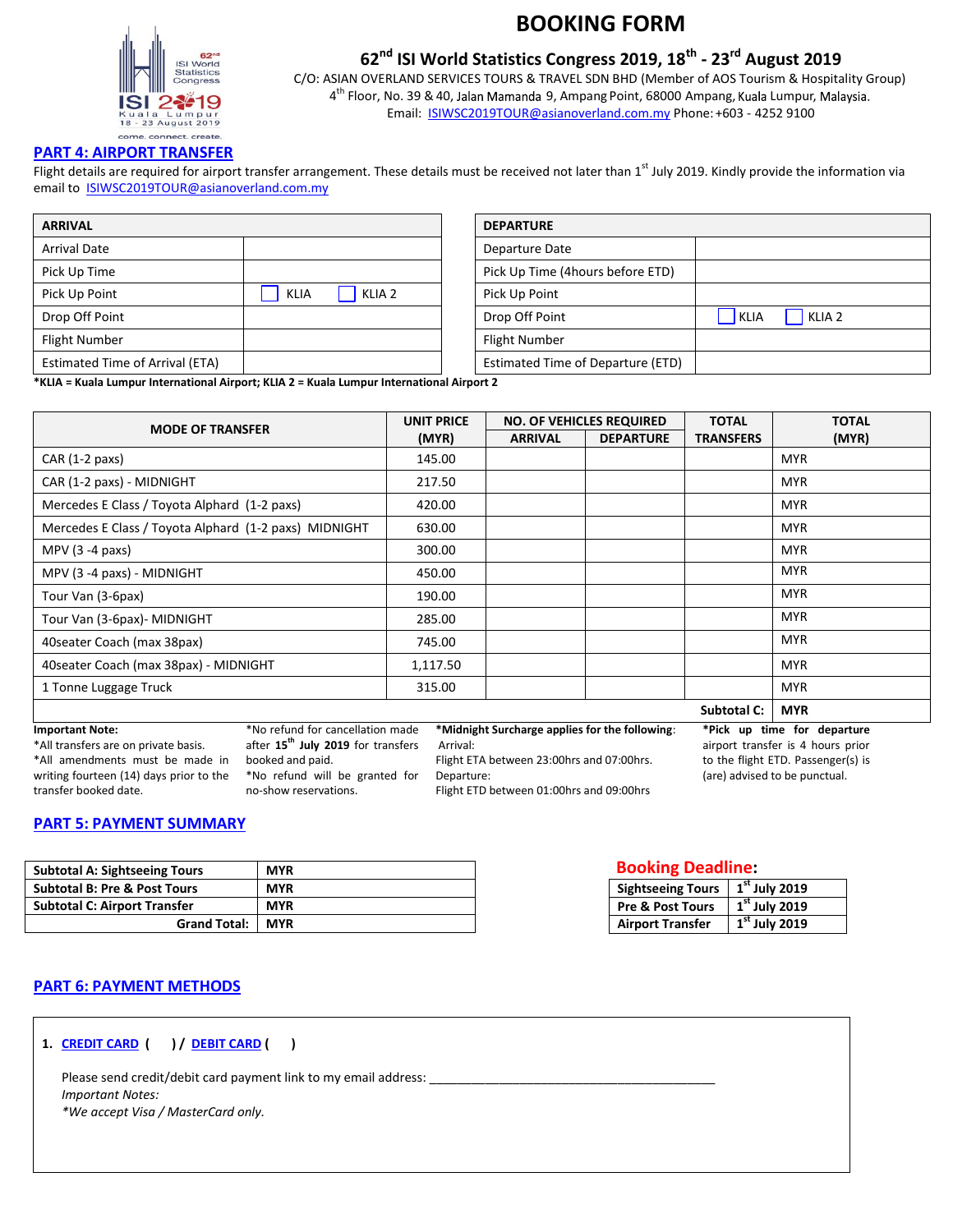# BOOKING FORM

## 62nd ISI World Statistics Congress 2019, 18th - 23rd August 2019

C/O: ASIAN OVERLAND SERVICES TOURS & TRAVEL SDN BHD (Member of AOS Tourism & Hospitality Group)
4th Floor, No. 39 & 40, Jalan Mamanda 9, Ampang Point, 68000 Ampang, Kuala Lumpur, Malaysia.
Email: ISIWSC2019TOUR@asianoverland.com.my Phone: +603 - 4252 9100

## PART 4: AIRPORT TRANSFER

Flight details are required for airport transfer arrangement. These details must be received not later than 1st July 2019. Kindly provide the information via email to ISIWSC2019TOUR@asianoverland.com.my

| ARRIVAL | |
|---|---|
| Arrival Date | |
| Pick Up Time | |
| Pick Up Point | ☐ KLIA ☐ KLIA 2 |
| Drop Off Point | |
| Flight Number | |
| Estimated Time of Arrival (ETA) | |

| DEPARTURE | |
|---|---|
| Departure Date | |
| Pick Up Time (4hours before ETD) | |
| Pick Up Point | |
| Drop Off Point | ☐ KLIA ☐ KLIA 2 |
| Flight Number | |
| Estimated Time of Departure (ETD) | |

**\*KLIA = Kuala Lumpur International Airport; KLIA 2 = Kuala Lumpur International Airport 2**

| MODE OF TRANSFER | UNIT PRICE (MYR) | NO. OF VEHICLES REQUIRED | | TOTAL TRANSFERS | TOTAL (MYR) |
|---|---|---|---|---|---|
| | | ARRIVAL | DEPARTURE | | |
| CAR (1-2 paxs) | 145.00 | | | | MYR |
| CAR (1-2 paxs) - MIDNIGHT | 217.50 | | | | MYR |
| Mercedes E Class / Toyota Alphard (1-2 paxs) | 420.00 | | | | MYR |
| Mercedes E Class / Toyota Alphard (1-2 paxs) MIDNIGHT | 630.00 | | | | MYR |
| MPV (3 -4 paxs) | 300.00 | | | | MYR |
| MPV (3 -4 paxs) - MIDNIGHT | 450.00 | | | | MYR |
| Tour Van (3-6pax) | 190.00 | | | | MYR |
| Tour Van (3-6pax)- MIDNIGHT | 285.00 | | | | MYR |
| 40seater Coach (max 38pax) | 745.00 | | | | MYR |
| 40seater Coach (max 38pax) - MIDNIGHT | 1,117.50 | | | | MYR |
| 1 Tonne Luggage Truck | 315.00 | | | | MYR |
| | | | | **Subtotal C:** | **MYR** |

**Important Note:**
*All transfers are on private basis.
*All amendments must be made in writing fourteen (14) days prior to the transfer booked date.

*No refund for cancellation made after **15th July 2019** for transfers booked and paid.
*No refund will be granted for no-show reservations.

**\*Midnight Surcharge applies for the following**:
Arrival:
Flight ETA between 23:00hrs and 07:00hrs.
Departure:
Flight ETD between 01:00hrs and 09:00hrs

**\*Pick up time for departure** airport transfer is 4 hours prior to the flight ETD. Passenger(s) is (are) advised to be punctual.

## PART 5: PAYMENT SUMMARY

| | |
|---|---|
| **Subtotal A: Sightseeing Tours** | **MYR** |
| **Subtotal B: Pre & Post Tours** | **MYR** |
| **Subtotal C: Airport Transfer** | **MYR** |
| **Grand Total:** | **MYR** |

**Booking Deadline:**

| | |
|---|---|
| **Sightseeing Tours** | **1st July 2019** |
| **Pre & Post Tours** | **1st July 2019** |
| **Airport Transfer** | **1st July 2019** |

## PART 6: PAYMENT METHODS

**1. CREDIT CARD ( ) / DEBIT CARD ( )**

Please send credit/debit card payment link to my email address: ___________________________________________

*Important Notes:*
*\*We accept Visa / MasterCard only.*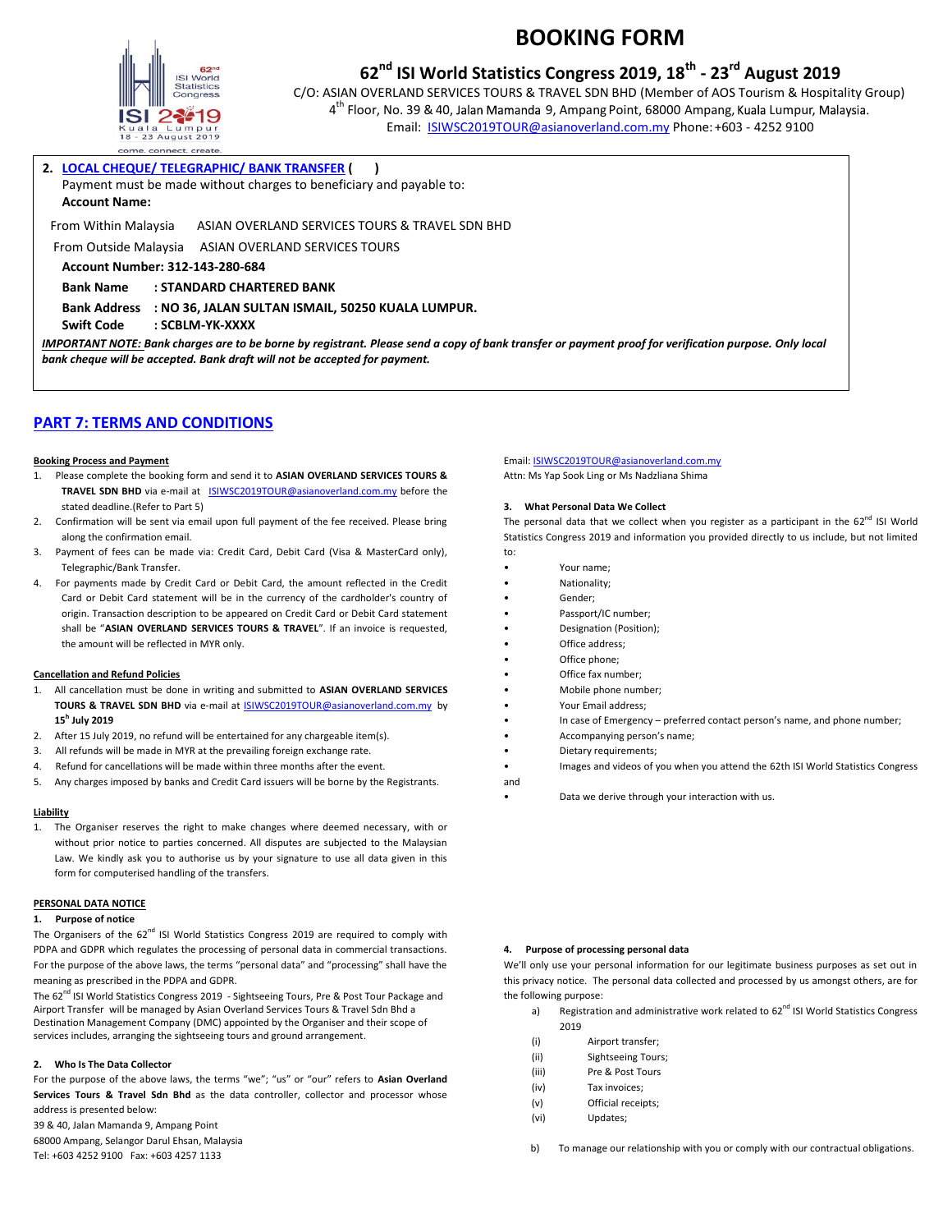# BOOKING FORM

## 62nd ISI World Statistics Congress 2019, 18th - 23rd August 2019

C/O: ASIAN OVERLAND SERVICES TOURS & TRAVEL SDN BHD (Member of AOS Tourism & Hospitality Group)
4th Floor, No. 39 & 40, Jalan Mamanda 9, Ampang Point, 68000 Ampang, Kuala Lumpur, Malaysia.
Email: ISIWSC2019TOUR@asianoverland.com.my Phone: +603 - 4252 9100

**2. LOCAL CHEQUE/ TELEGRAPHIC/ BANK TRANSFER ( )**

Payment must be made without charges to beneficiary and payable to:

**Account Name:**

From Within Malaysia ASIAN OVERLAND SERVICES TOURS & TRAVEL SDN BHD

From Outside Malaysia ASIAN OVERLAND SERVICES TOURS

**Account Number: 312-143-280-684**

**Bank Name : STANDARD CHARTERED BANK**

**Bank Address : NO 36, JALAN SULTAN ISMAIL, 50250 KUALA LUMPUR.**

**Swift Code : SCBLM-YK-XXXX**

***IMPORTANT NOTE:* *Bank charges are to be borne by registrant. Please send a copy of bank transfer or payment proof for verification purpose. Only local bank cheque will be accepted. Bank draft will not be accepted for payment.***

## PART 7: TERMS AND CONDITIONS

**Booking Process and Payment**

1. Please complete the booking form and send it to **ASIAN OVERLAND SERVICES TOURS & TRAVEL SDN BHD** via e-mail at ISIWSC2019TOUR@asianoverland.com.my before the stated deadline.(Refer to Part 5)
2. Confirmation will be sent via email upon full payment of the fee received. Please bring along the confirmation email.
3. Payment of fees can be made via: Credit Card, Debit Card (Visa & MasterCard only), Telegraphic/Bank Transfer.
4. For payments made by Credit Card or Debit Card, the amount reflected in the Credit Card or Debit Card statement will be in the currency of the cardholder's country of origin. Transaction description to be appeared on Credit Card or Debit Card statement shall be "**ASIAN OVERLAND SERVICES TOURS & TRAVEL**". If an invoice is requested, the amount will be reflected in MYR only.

**Cancellation and Refund Policies**

1. All cancellation must be done in writing and submitted to **ASIAN OVERLAND SERVICES TOURS & TRAVEL SDN BHD** via e-mail at ISIWSC2019TOUR@asianoverland.com.my by **15h July 2019**
2. After 15 July 2019, no refund will be entertained for any chargeable item(s).
3. All refunds will be made in MYR at the prevailing foreign exchange rate.
4. Refund for cancellations will be made within three months after the event.
5. Any charges imposed by banks and Credit Card issuers will be borne by the Registrants.

**Liability**

1. The Organiser reserves the right to make changes where deemed necessary, with or without prior notice to parties concerned. All disputes are subjected to the Malaysian Law. We kindly ask you to authorise us by your signature to use all data given in this form for computerised handling of the transfers.

**PERSONAL DATA NOTICE**

**1. Purpose of notice**

The Organisers of the 62nd ISI World Statistics Congress 2019 are required to comply with PDPA and GDPR which regulates the processing of personal data in commercial transactions. For the purpose of the above laws, the terms "personal data" and "processing" shall have the meaning as prescribed in the PDPA and GDPR.

The 62nd ISI World Statistics Congress 2019 - Sightseeing Tours, Pre & Post Tour Package and Airport Transfer will be managed by Asian Overland Services Tours & Travel Sdn Bhd a Destination Management Company (DMC) appointed by the Organiser and their scope of services includes, arranging the sightseeing tours and ground arrangement.

**2. Who Is The Data Collector**

For the purpose of the above laws, the terms "we"; "us" or "our" refers to **Asian Overland Services Tours & Travel Sdn Bhd** as the data controller, collector and processor whose address is presented below:

39 & 40, Jalan Mamanda 9, Ampang Point
68000 Ampang, Selangor Darul Ehsan, Malaysia
Tel: +603 4252 9100 Fax: +603 4257 1133
Email: ISIWSC2019TOUR@asianoverland.com.my
Attn: Ms Yap Sook Ling or Ms Nadzliana Shima

**3. What Personal Data We Collect**

The personal data that we collect when you register as a participant in the 62nd ISI World Statistics Congress 2019 and information you provided directly to us include, but not limited to:

- Your name;
- Nationality;
- Gender;
- Passport/IC number;
- Designation (Position);
- Office address;
- Office phone;
- Office fax number;
- Mobile phone number;
- Your Email address;
- In case of Emergency – preferred contact person's name, and phone number;
- Accompanying person's name;
- Dietary requirements;
- Images and videos of you when you attend the 62th ISI World Statistics Congress and
- Data we derive through your interaction with us.

**4. Purpose of processing personal data**

We'll only use your personal information for our legitimate business purposes as set out in this privacy notice. The personal data collected and processed by us amongst others, are for the following purpose:

a) Registration and administrative work related to 62nd ISI World Statistics Congress 2019
   (i) Airport transfer;
   (ii) Sightseeing Tours;
   (iii) Pre & Post Tours
   (iv) Tax invoices;
   (v) Official receipts;
   (vi) Updates;

b) To manage our relationship with you or comply with our contractual obligations.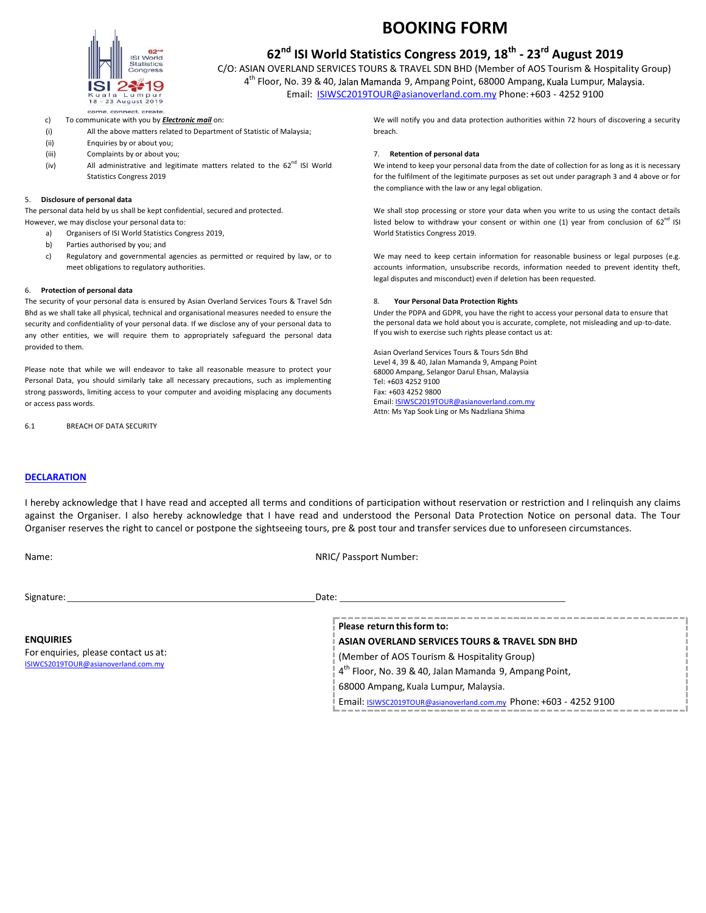# BOOKING FORM

## 62nd ISI World Statistics Congress 2019, 18th - 23rd August 2019

C/O: ASIAN OVERLAND SERVICES TOURS & TRAVEL SDN BHD (Member of AOS Tourism & Hospitality Group)
4th Floor, No. 39 & 40, Jalan Mamanda 9, Ampang Point, 68000 Ampang, Kuala Lumpur, Malaysia.
Email: ISIWSC2019TOUR@asianoverland.com.my Phone: +603 - 4252 9100

c) To communicate with you by ***Electronic mail*** on:

(i) All the above matters related to Department of Statistic of Malaysia;
(ii) Enquiries by or about you;
(iii) Complaints by or about you;
(iv) All administrative and legitimate matters related to the 62nd ISI World Statistics Congress 2019

5. **Disclosure of personal data**

The personal data held by us shall be kept confidential, secured and protected.
However, we may disclose your personal data to:

a) Organisers of ISI World Statistics Congress 2019,
b) Parties authorised by you; and
c) Regulatory and governmental agencies as permitted or required by law, or to meet obligations to regulatory authorities.

6. **Protection of personal data**

The security of your personal data is ensured by Asian Overland Services Tours & Travel Sdn Bhd as we shall take all physical, technical and organisational measures needed to ensure the security and confidentiality of your personal data. If we disclose any of your personal data to any other entities, we will require them to appropriately safeguard the personal data provided to them.

Please note that while we will endeavor to take all reasonable measure to protect your Personal Data, you should similarly take all necessary precautions, such as implementing strong passwords, limiting access to your computer and avoiding misplacing any documents or access pass words.

6.1 BREACH OF DATA SECURITY

We will notify you and data protection authorities within 72 hours of discovering a security breach.

7. **Retention of personal data**

We intend to keep your personal data from the date of collection for as long as it is necessary for the fulfilment of the legitimate purposes as set out under paragraph 3 and 4 above or for the compliance with the law or any legal obligation.

We shall stop processing or store your data when you write to us using the contact details listed below to withdraw your consent or within one (1) year from conclusion of 62nd ISI World Statistics Congress 2019.

We may need to keep certain information for reasonable business or legal purposes (e.g. accounts information, unsubscribe records, information needed to prevent identity theft, legal disputes and misconduct) even if deletion has been requested.

8. **Your Personal Data Protection Rights**

Under the PDPA and GDPR, you have the right to access your personal data to ensure that the personal data we hold about you is accurate, complete, not misleading and up-to-date.
If you wish to exercise such rights please contact us at:

Asian Overland Services Tours & Tours Sdn Bhd
Level 4, 39 & 40, Jalan Mamanda 9, Ampang Point
68000 Ampang, Selangor Darul Ehsan, Malaysia
Tel: +603 4252 9100
Fax: +603 4252 9800
Email: ISIWSC2019TOUR@asianoverland.com.my
Attn: Ms Yap Sook Ling or Ms Nadzliana Shima

**DECLARATION**

I hereby acknowledge that I have read and accepted all terms and conditions of participation without reservation or restriction and I relinquish any claims against the Organiser. I also hereby acknowledge that I have read and understood the Personal Data Protection Notice on personal data. The Tour Organiser reserves the right to cancel or postpone the sightseeing tours, pre & post tour and transfer services due to unforeseen circumstances.

Name: NRIC/ Passport Number:

Signature: ______________________ Date: ______________________

**ENQUIRIES**

For enquiries, please contact us at:
ISIWCS2019TOUR@asianoverland.com.my

**Please return this form to:**
**ASIAN OVERLAND SERVICES TOURS & TRAVEL SDN BHD**
(Member of AOS Tourism & Hospitality Group)
4th Floor, No. 39 & 40, Jalan Mamanda 9, Ampang Point,
68000 Ampang, Kuala Lumpur, Malaysia.
Email: ISIWSC2019TOUR@asianoverland.com.my Phone: +603 - 4252 9100